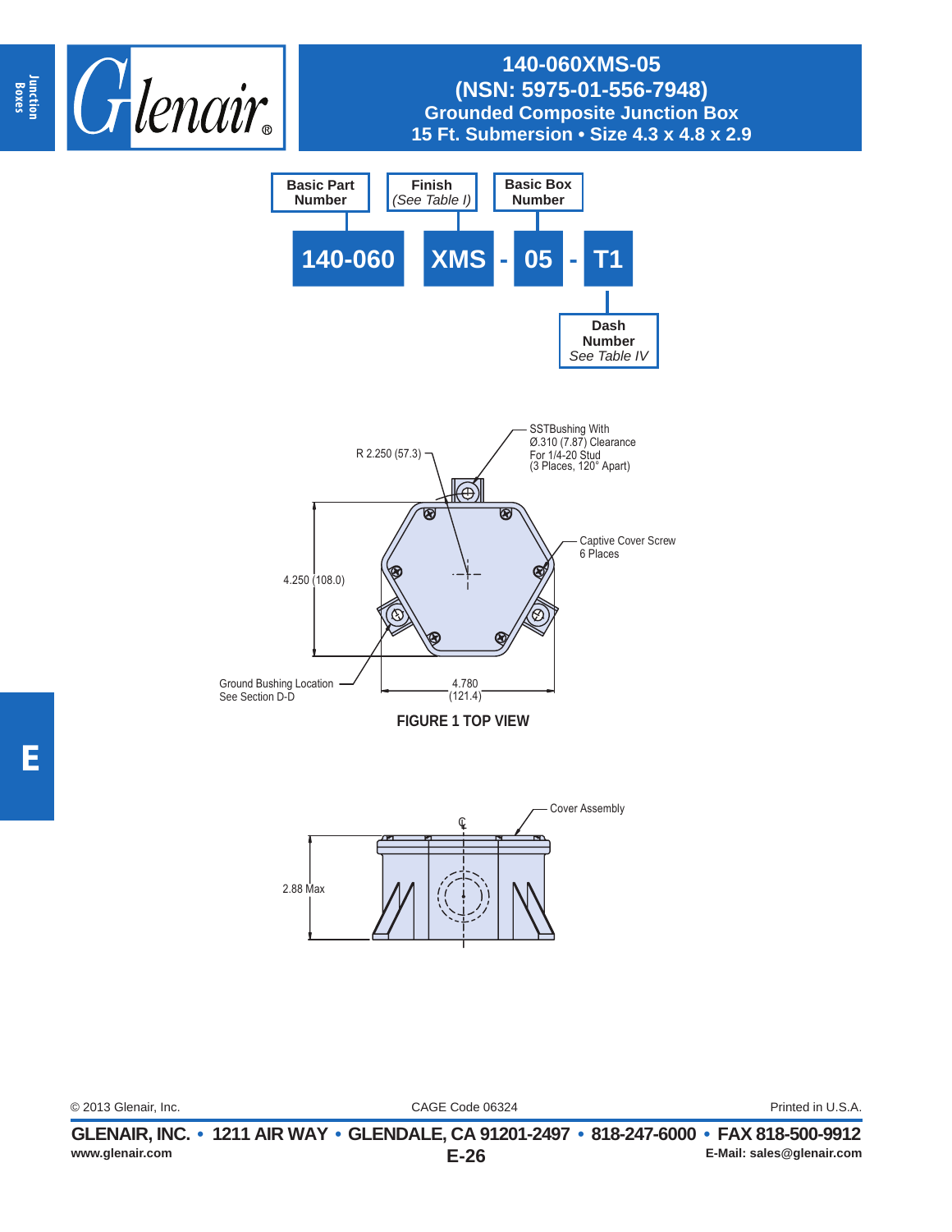# 140-060XMS-05

## (NSN: 5975-01-556-7948)

## Grounded Composite Junction Box

## 15 Ft. Submersion • Size 4.3 x 4.8 x 2.9

| Basic Part Number | Finish *(See Table I)* | | Basic Box Number | | Dash Number *See Table IV* |
|---|---|---|---|---|---|
| **140-060** | **XMS** | - | **05** | - | **T1** |

R 2.250 (57.3)

SSTBushing With Ø.310 (7.87) Clearance For 1/4-20 Stud (3 Places, 120° Apart)

Captive Cover Screw 6 Places

4.250 (108.0)

Ground Bushing Location See Section D-D

4.780 (121.4)

**FIGURE 1 TOP VIEW**

Cover Assembly

℄

2.88 Max

© 2013 Glenair, Inc. CAGE Code 06324 Printed in U.S.A.

**GLENAIR, INC. • 1211 AIR WAY • GLENDALE, CA 91201-2497 • 818-247-6000 • FAX 818-500-9912**

www.glenair.com E-Mail: sales@glenair.com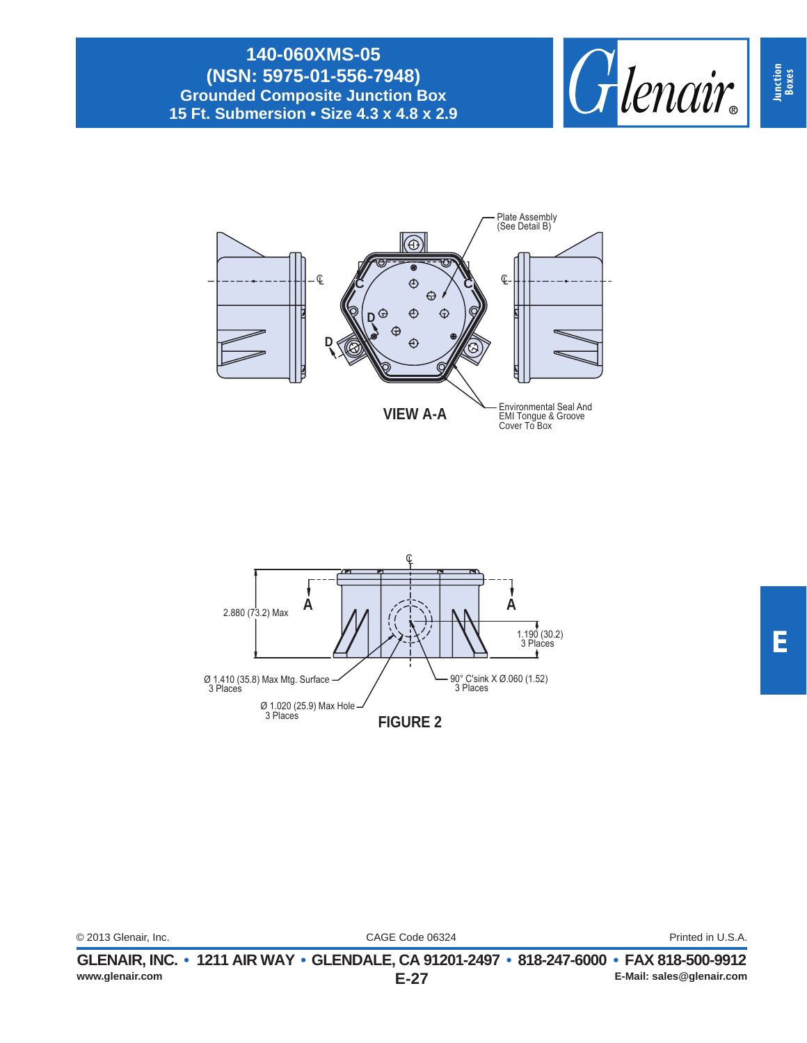# 140-060XMS-05
## (NSN: 5975-01-556-7948)
## Grounded Composite Junction Box
## 15 Ft. Submersion • Size 4.3 x 4.8 x 2.9

Plate Assembly (See Detail B)

Environmental Seal And EMI Tongue & Groove Cover To Box

**VIEW A-A**

2.880 (73.2) Max

1.190 (30.2) 3 Places

Ø 1.410 (35.8) Max Mtg. Surface 3 Places

90° C'sink X Ø.060 (1.52) 3 Places

Ø 1.020 (25.9) Max Hole 3 Places

**FIGURE 2**

© 2013 Glenair, Inc. CAGE Code 06324 Printed in U.S.A.

**GLENAIR, INC. • 1211 AIR WAY • GLENDALE, CA 91201-2497 • 818-247-6000 • FAX 818-500-9912**

www.glenair.com E-Mail: sales@glenair.com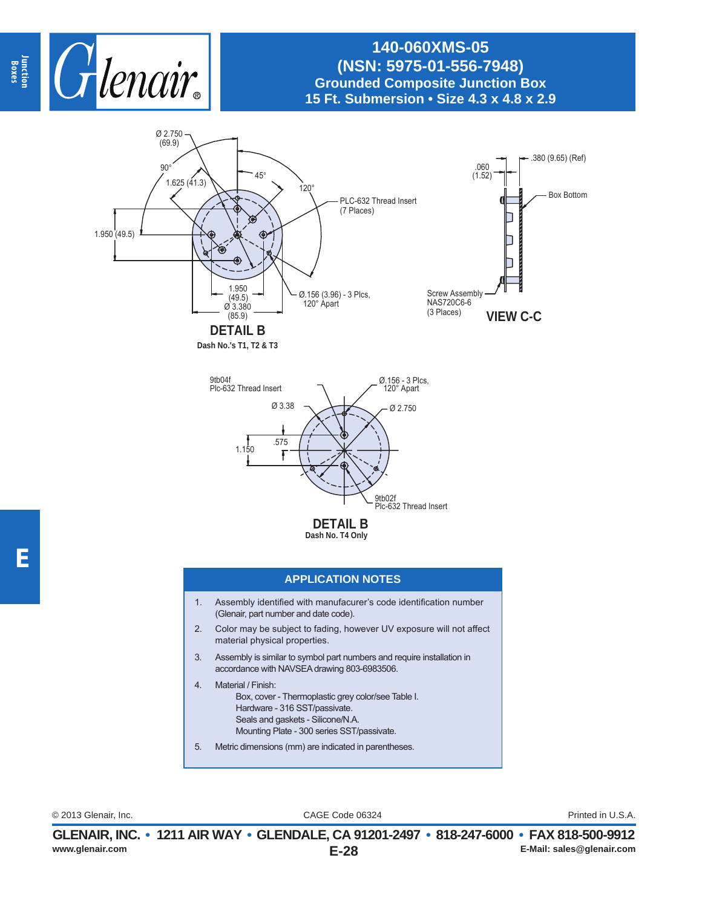# 140-060XMS-05
## (NSN: 5975-01-556-7948)
## Grounded Composite Junction Box
## 15 Ft. Submersion • Size 4.3 x 4.8 x 2.9

Ø 2.750 (69.9)
90°
45°
1.625 (41.3)
120°
PLC-632 Thread Insert (7 Places)
1.950 (49.5)
1.950 (49.5)
Ø 3.380 (85.9)
Ø.156 (3.96) - 3 Plcs, 120° Apart

**DETAIL B**
**Dash No.'s T1, T2 & T3**

.060 (1.52)
.380 (9.65) (Ref)
Box Bottom
Screw Assembly NAS720C6-6 (3 Places)

**VIEW C-C**

9tb04f Plc-632 Thread Insert
Ø.156 - 3 Plcs, 120° Apart
Ø 3.38
Ø 2.750
.575
1.150
9tb02f Plc-632 Thread Insert

**DETAIL B**
**Dash No. T4 Only**

## APPLICATION NOTES

1. Assembly identified with manufacurer's code identification number (Glenair, part number and date code).
2. Color may be subject to fading, however UV exposure will not affect material physical properties.
3. Assembly is similar to symbol part numbers and require installation in accordance with NAVSEA drawing 803-6983506.
4. Material / Finish:
   Box, cover - Thermoplastic grey color/see Table I.
   Hardware - 316 SST/passivate.
   Seals and gaskets - Silicone/N.A.
   Mounting Plate - 300 series SST/passivate.
5. Metric dimensions (mm) are indicated in parentheses.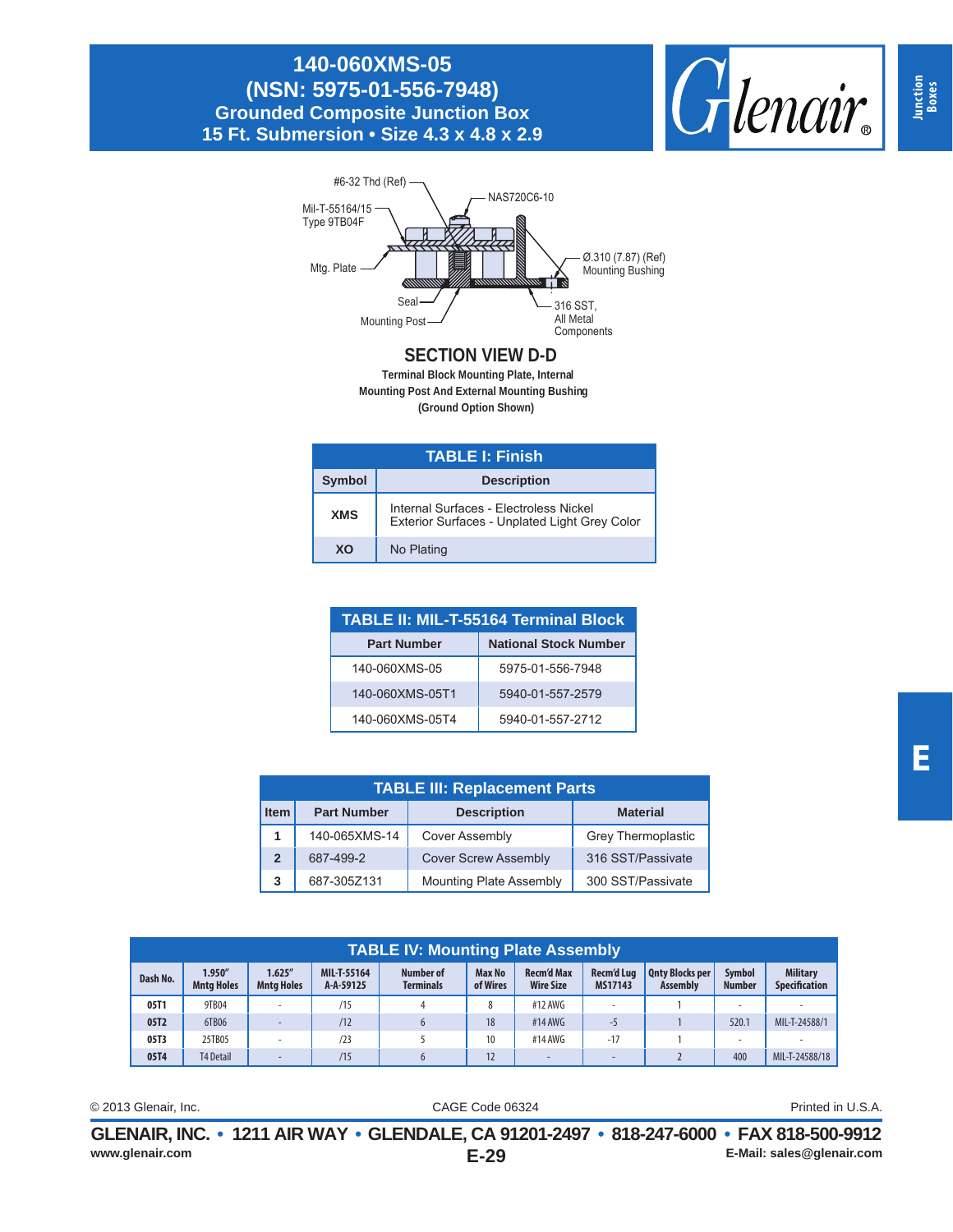# 140-060XMS-05
# (NSN: 5975-01-556-7948)
## Grounded Composite Junction Box
## 15 Ft. Submersion • Size 4.3 x 4.8 x 2.9

#6-32 Thd (Ref)
NAS720C6-10
Mil-T-55164/15
Type 9TB04F
Mtg. Plate
Ø.310 (7.87) (Ref)
Mounting Bushing
Seal
Mounting Post
316 SST,
All Metal
Components

**SECTION VIEW D-D**

**Terminal Block Mounting Plate, Internal Mounting Post And External Mounting Bushing (Ground Option Shown)**

**TABLE I: Finish**

| Symbol | Description |
|---|---|
| XMS | Internal Surfaces - Electroless Nickel<br>Exterior Surfaces - Unplated Light Grey Color |
| XO | No Plating |

**TABLE II: MIL-T-55164 Terminal Block**

| Part Number | National Stock Number |
|---|---|
| 140-060XMS-05 | 5975-01-556-7948 |
| 140-060XMS-05T1 | 5940-01-557-2579 |
| 140-060XMS-05T4 | 5940-01-557-2712 |

**TABLE III: Replacement Parts**

| Item | Part Number | Description | Material |
|---|---|---|---|
| 1 | 140-065XMS-14 | Cover Assembly | Grey Thermoplastic |
| 2 | 687-499-2 | Cover Screw Assembly | 316 SST/Passivate |
| 3 | 687-305Z131 | Mounting Plate Assembly | 300 SST/Passivate |

**TABLE IV: Mounting Plate Assembly**

| Dash No. | 1.950" Mntg Holes | 1.625" Mntg Holes | MIL-T-55164 A-A-59125 | Number of Terminals | Max No of Wires | Recm'd Max Wire Size | Recm'd Lug MS17143 | Qnty Blocks per Assembly | Symbol Number | Military Specification |
|---|---|---|---|---|---|---|---|---|---|---|
| 05T1 | 9TB04 | - | /15 | 4 | 8 | #12 AWG | - | 1 | - | - |
| 05T2 | 6TB06 | - | /12 | 6 | 18 | #14 AWG | -5 | 1 | 520.1 | MIL-T-24588/1 |
| 05T3 | 25TB05 | - | /23 | 5 | 10 | #14 AWG | -17 | 1 | - | - |
| 05T4 | T4 Detail | - | /15 | 6 | 12 | - | - | 2 | 400 | MIL-T-24588/18 |

© 2013 Glenair, Inc. CAGE Code 06324 Printed in U.S.A.

**GLENAIR, INC. • 1211 AIR WAY • GLENDALE, CA 91201-2497 • 818-247-6000 • FAX 818-500-9912**
www.glenair.com E-Mail: sales@glenair.com